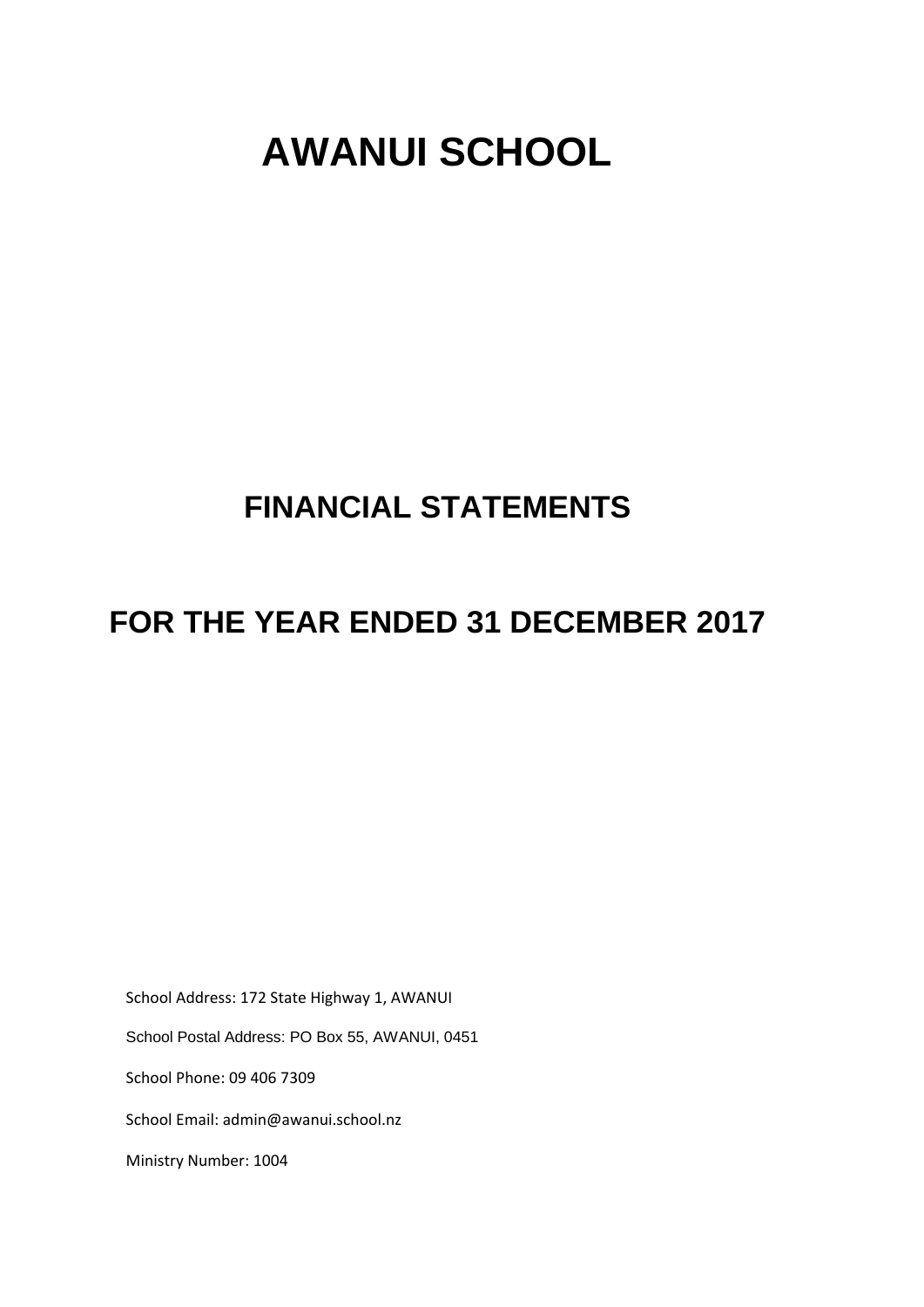# AWANUI SCHOOL

## FINANCIAL STATEMENTS

## FOR THE YEAR ENDED 31 DECEMBER 2017

School Address: 172 State Highway 1, AWANUI

School Postal Address: PO Box 55, AWANUI, 0451

School Phone: 09 406 7309

School Email: admin@awanui.school.nz

Ministry Number: 1004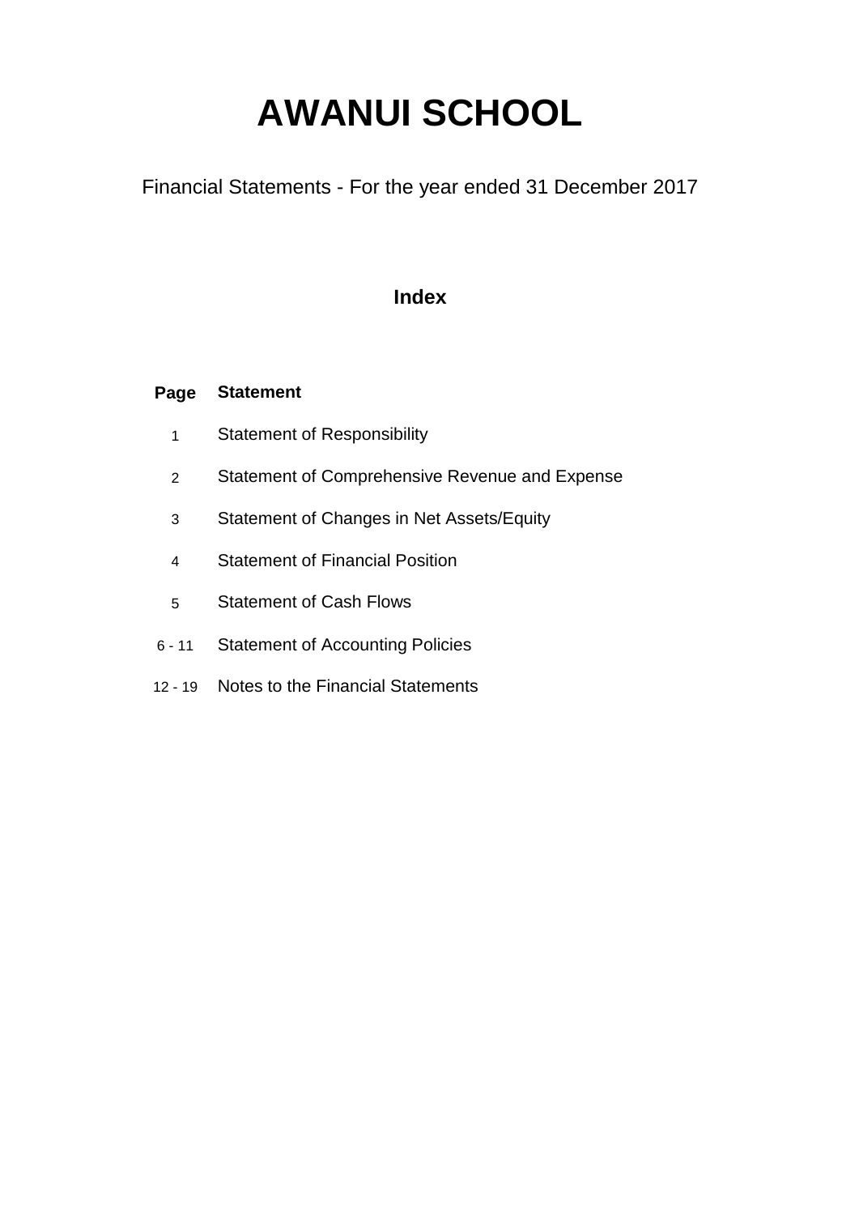# AWANUI SCHOOL

Financial Statements - For the year ended 31 December 2017

## Index

| Page | Statement |
|---|---|
| 1 | Statement of Responsibility |
| 2 | Statement of Comprehensive Revenue and Expense |
| 3 | Statement of Changes in Net Assets/Equity |
| 4 | Statement of Financial Position |
| 5 | Statement of Cash Flows |
| 6 - 11 | Statement of Accounting Policies |
| 12 - 19 | Notes to the Financial Statements |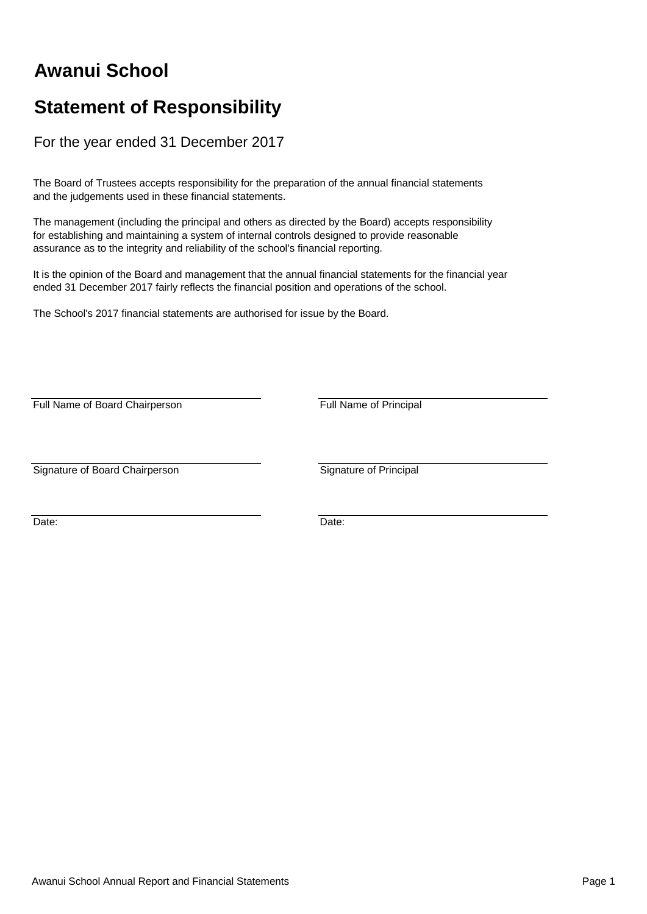# Awanui School

## Statement of Responsibility

For the year ended 31 December 2017

The Board of Trustees accepts responsibility for the preparation of the annual financial statements and the judgements used in these financial statements.

The management (including the principal and others as directed by the Board) accepts responsibility for establishing and maintaining a system of internal controls designed to provide reasonable assurance as to the integrity and reliability of the school's financial reporting.

It is the opinion of the Board and management that the annual financial statements for the financial year ended 31 December 2017 fairly reflects the financial position and operations of the school.

The School's 2017 financial statements are authorised for issue by the Board.

| | |
|---|---|
| Full Name of Board Chairperson | Full Name of Principal |
| Signature of Board Chairperson | Signature of Principal |
| Date: | Date: |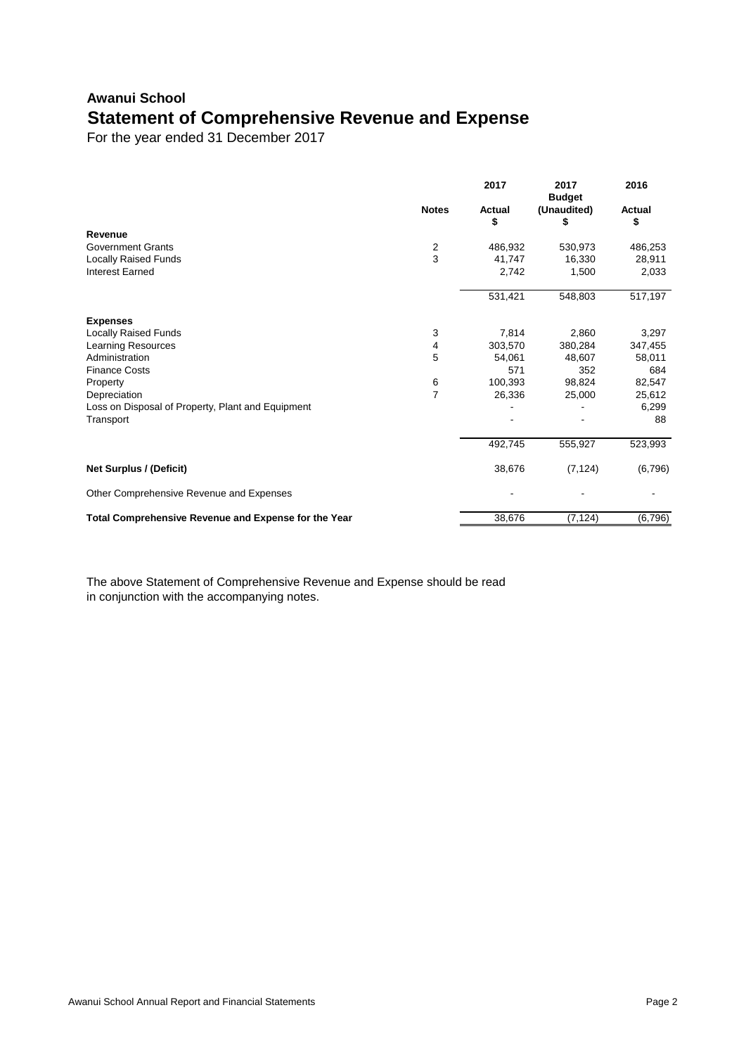# Awanui School

## Statement of Comprehensive Revenue and Expense

For the year ended 31 December 2017

| | Notes | 2017 Actual $ | 2017 Budget (Unaudited) $ | 2016 Actual $ |
|---|---|---|---|---|
| **Revenue** | | | | |
| Government Grants | 2 | 486,932 | 530,973 | 486,253 |
| Locally Raised Funds | 3 | 41,747 | 16,330 | 28,911 |
| Interest Earned | | 2,742 | 1,500 | 2,033 |
| | | 531,421 | 548,803 | 517,197 |
| **Expenses** | | | | |
| Locally Raised Funds | 3 | 7,814 | 2,860 | 3,297 |
| Learning Resources | 4 | 303,570 | 380,284 | 347,455 |
| Administration | 5 | 54,061 | 48,607 | 58,011 |
| Finance Costs | | 571 | 352 | 684 |
| Property | 6 | 100,393 | 98,824 | 82,547 |
| Depreciation | 7 | 26,336 | 25,000 | 25,612 |
| Loss on Disposal of Property, Plant and Equipment | | - | - | 6,299 |
| Transport | | - | - | 88 |
| | | 492,745 | 555,927 | 523,993 |
| **Net Surplus / (Deficit)** | | 38,676 | (7,124) | (6,796) |
| Other Comprehensive Revenue and Expenses | | - | - | - |
| **Total Comprehensive Revenue and Expense for the Year** | | 38,676 | (7,124) | (6,796) |

The above Statement of Comprehensive Revenue and Expense should be read in conjunction with the accompanying notes.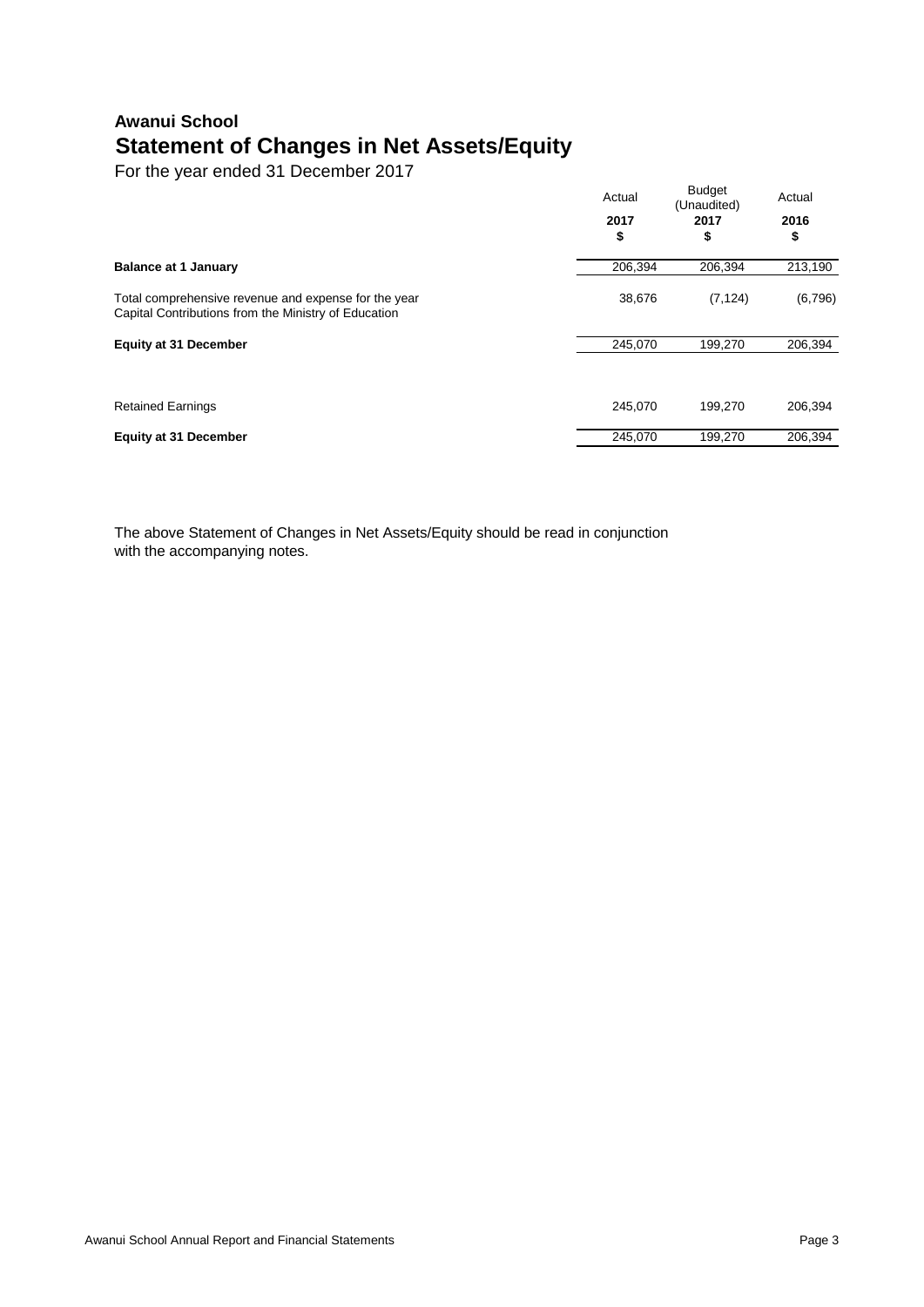**Awanui School**

# Statement of Changes in Net Assets/Equity

For the year ended 31 December 2017

| | Actual 2017 $ | Budget (Unaudited) 2017 $ | Actual 2016 $ |
|---|---|---|---|
| **Balance at 1 January** | 206,394 | 206,394 | 213,190 |
| Total comprehensive revenue and expense for the year<br>Capital Contributions from the Ministry of Education | 38,676 | (7,124) | (6,796) |
| **Equity at 31 December** | 245,070 | 199,270 | 206,394 |
| | | | |
| Retained Earnings | 245,070 | 199,270 | 206,394 |
| **Equity at 31 December** | 245,070 | 199,270 | 206,394 |

The above Statement of Changes in Net Assets/Equity should be read in conjunction with the accompanying notes.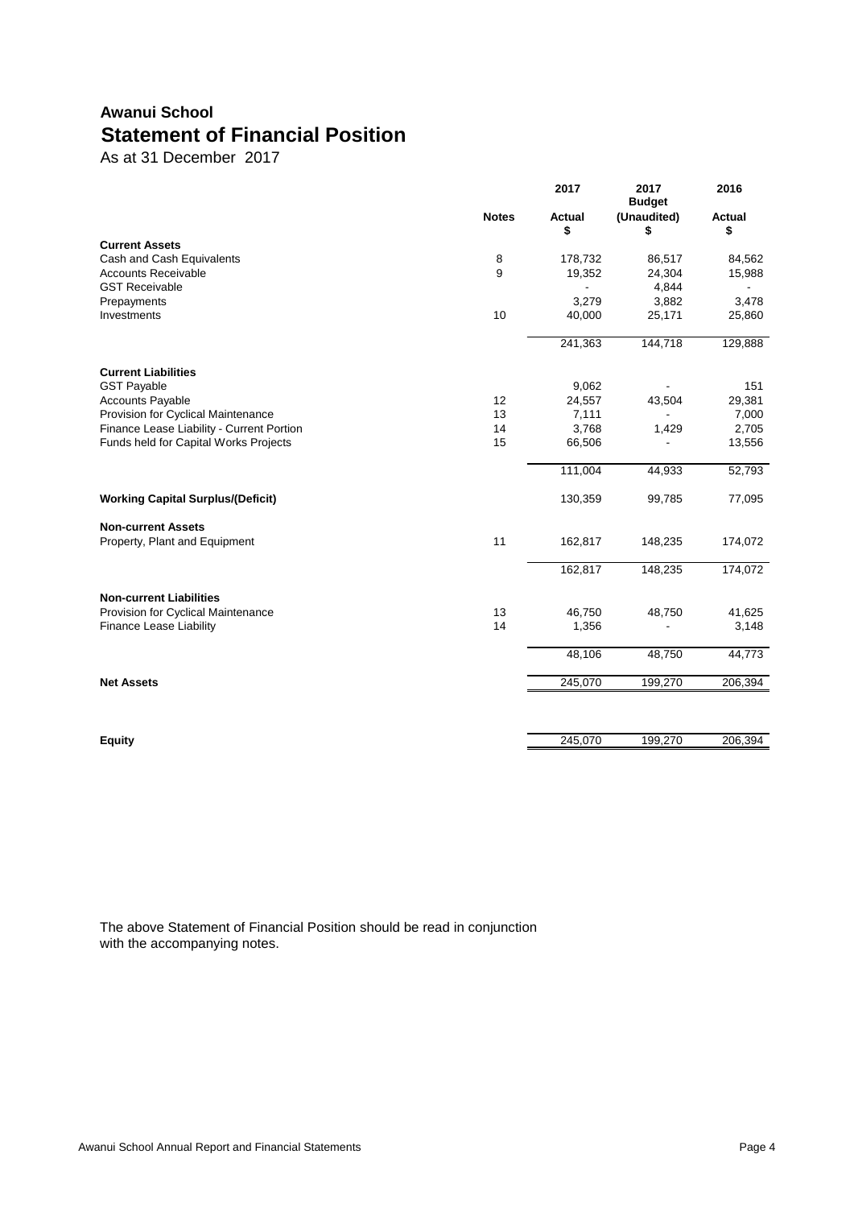# Awanui School

## Statement of Financial Position

As at 31 December 2017

| | Notes | 2017 Actual $ | 2017 Budget (Unaudited) $ | 2016 Actual $ |
|---|---|---|---|---|
| **Current Assets** | | | | |
| Cash and Cash Equivalents | 8 | 178,732 | 86,517 | 84,562 |
| Accounts Receivable | 9 | 19,352 | 24,304 | 15,988 |
| GST Receivable | | - | 4,844 | - |
| Prepayments | | 3,279 | 3,882 | 3,478 |
| Investments | 10 | 40,000 | 25,171 | 25,860 |
| | | 241,363 | 144,718 | 129,888 |
| **Current Liabilities** | | | | |
| GST Payable | | 9,062 | - | 151 |
| Accounts Payable | 12 | 24,557 | 43,504 | 29,381 |
| Provision for Cyclical Maintenance | 13 | 7,111 | - | 7,000 |
| Finance Lease Liability - Current Portion | 14 | 3,768 | 1,429 | 2,705 |
| Funds held for Capital Works Projects | 15 | 66,506 | - | 13,556 |
| | | 111,004 | 44,933 | 52,793 |
| **Working Capital Surplus/(Deficit)** | | 130,359 | 99,785 | 77,095 |
| **Non-current Assets** | | | | |
| Property, Plant and Equipment | 11 | 162,817 | 148,235 | 174,072 |
| | | 162,817 | 148,235 | 174,072 |
| **Non-current Liabilities** | | | | |
| Provision for Cyclical Maintenance | 13 | 46,750 | 48,750 | 41,625 |
| Finance Lease Liability | 14 | 1,356 | - | 3,148 |
| | | 48,106 | 48,750 | 44,773 |
| **Net Assets** | | 245,070 | 199,270 | 206,394 |
| **Equity** | | 245,070 | 199,270 | 206,394 |

The above Statement of Financial Position should be read in conjunction with the accompanying notes.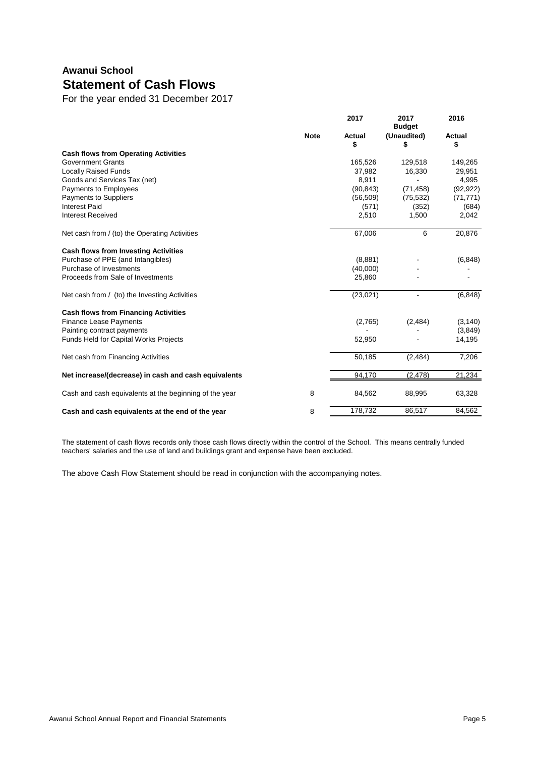# Awanui School

## Statement of Cash Flows

For the year ended 31 December 2017

| | Note | 2017 Actual $ | 2017 Budget (Unaudited) $ | 2016 Actual $ |
|---|---|---|---|---|
| **Cash flows from Operating Activities** | | | | |
| Government Grants | | 165,526 | 129,518 | 149,265 |
| Locally Raised Funds | | 37,982 | 16,330 | 29,951 |
| Goods and Services Tax (net) | | 8,911 | - | 4,995 |
| Payments to Employees | | (90,843) | (71,458) | (92,922) |
| Payments to Suppliers | | (56,509) | (75,532) | (71,771) |
| Interest Paid | | (571) | (352) | (684) |
| Interest Received | | 2,510 | 1,500 | 2,042 |
| Net cash from / (to) the Operating Activities | | 67,006 | 6 | 20,876 |
| **Cash flows from Investing Activities** | | | | |
| Purchase of PPE (and Intangibles) | | (8,881) | - | (6,848) |
| Purchase of Investments | | (40,000) | - | - |
| Proceeds from Sale of Investments | | 25,860 | - | - |
| Net cash from / (to) the Investing Activities | | (23,021) | - | (6,848) |
| **Cash flows from Financing Activities** | | | | |
| Finance Lease Payments | | (2,765) | (2,484) | (3,140) |
| Painting contract payments | | - | - | (3,849) |
| Funds Held for Capital Works Projects | | 52,950 | - | 14,195 |
| Net cash from Financing Activities | | 50,185 | (2,484) | 7,206 |
| **Net increase/(decrease) in cash and cash equivalents** | | 94,170 | (2,478) | 21,234 |
| Cash and cash equivalents at the beginning of the year | 8 | 84,562 | 88,995 | 63,328 |
| **Cash and cash equivalents at the end of the year** | 8 | 178,732 | 86,517 | 84,562 |

The statement of cash flows records only those cash flows directly within the control of the School. This means centrally funded teachers' salaries and the use of land and buildings grant and expense have been excluded.

The above Cash Flow Statement should be read in conjunction with the accompanying notes.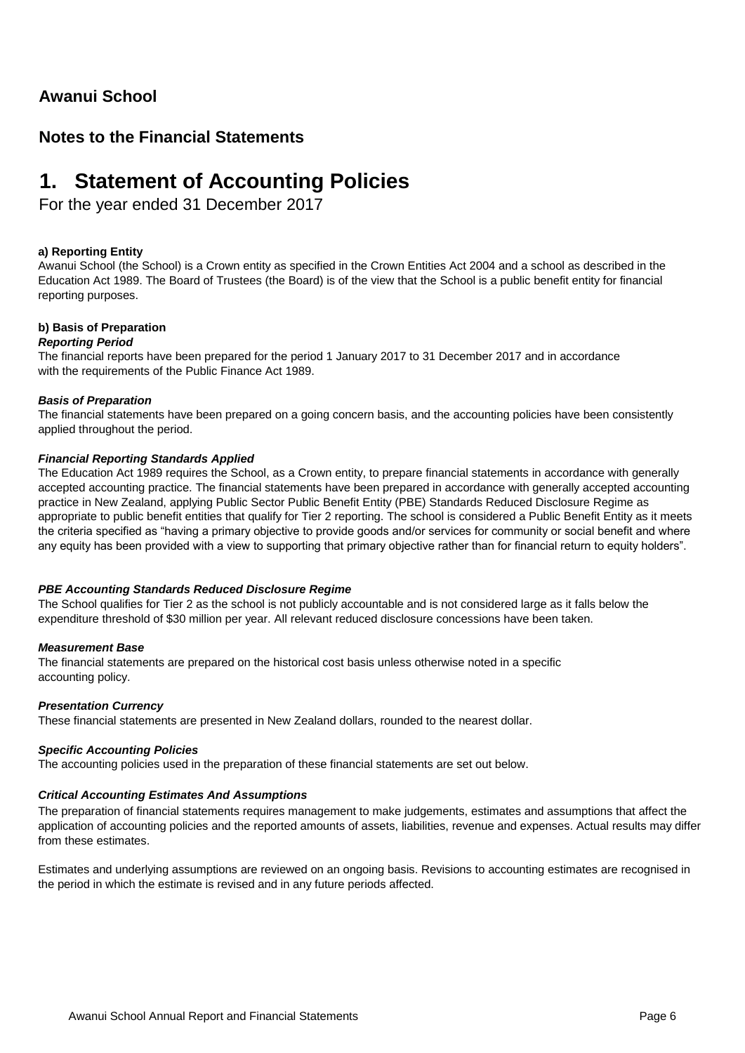## Awanui School

## Notes to the Financial Statements

# 1. Statement of Accounting Policies

For the year ended 31 December 2017

**a) Reporting Entity**

Awanui School (the School) is a Crown entity as specified in the Crown Entities Act 2004 and a school as described in the Education Act 1989. The Board of Trustees (the Board) is of the view that the School is a public benefit entity for financial reporting purposes.

**b) Basis of Preparation**

***Reporting Period***

The financial reports have been prepared for the period 1 January 2017 to 31 December 2017 and in accordance with the requirements of the Public Finance Act 1989.

***Basis of Preparation***

The financial statements have been prepared on a going concern basis, and the accounting policies have been consistently applied throughout the period.

***Financial Reporting Standards Applied***

The Education Act 1989 requires the School, as a Crown entity, to prepare financial statements in accordance with generally accepted accounting practice. The financial statements have been prepared in accordance with generally accepted accounting practice in New Zealand, applying Public Sector Public Benefit Entity (PBE) Standards Reduced Disclosure Regime as appropriate to public benefit entities that qualify for Tier 2 reporting. The school is considered a Public Benefit Entity as it meets the criteria specified as "having a primary objective to provide goods and/or services for community or social benefit and where any equity has been provided with a view to supporting that primary objective rather than for financial return to equity holders".

***PBE Accounting Standards Reduced Disclosure Regime***

The School qualifies for Tier 2 as the school is not publicly accountable and is not considered large as it falls below the expenditure threshold of $30 million per year. All relevant reduced disclosure concessions have been taken.

***Measurement Base***

The financial statements are prepared on the historical cost basis unless otherwise noted in a specific accounting policy.

***Presentation Currency***

These financial statements are presented in New Zealand dollars, rounded to the nearest dollar.

***Specific Accounting Policies***

The accounting policies used in the preparation of these financial statements are set out below.

***Critical Accounting Estimates And Assumptions***

The preparation of financial statements requires management to make judgements, estimates and assumptions that affect the application of accounting policies and the reported amounts of assets, liabilities, revenue and expenses. Actual results may differ from these estimates.

Estimates and underlying assumptions are reviewed on an ongoing basis. Revisions to accounting estimates are recognised in the period in which the estimate is revised and in any future periods affected.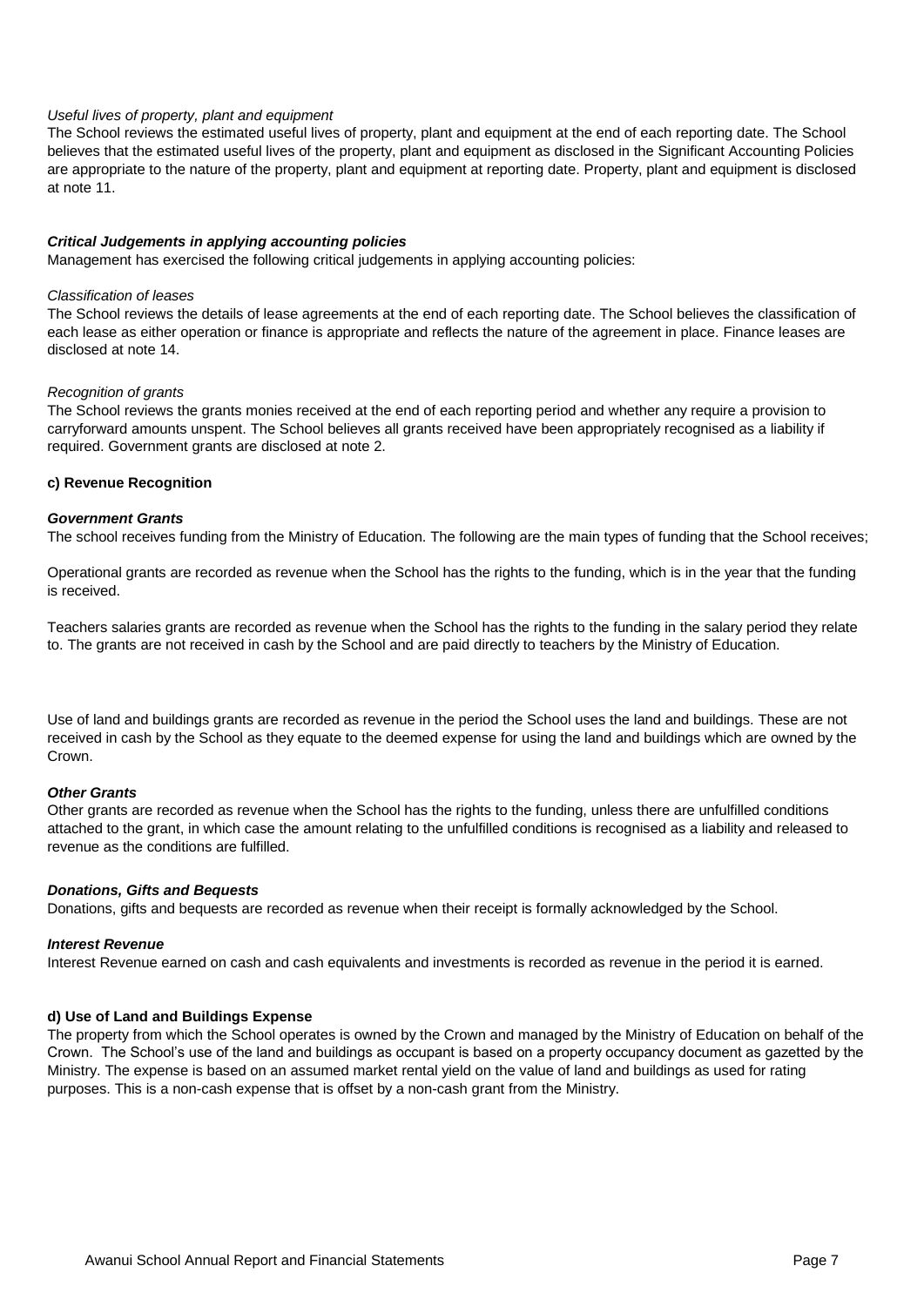*Useful lives of property, plant and equipment*

The School reviews the estimated useful lives of property, plant and equipment at the end of each reporting date. The School believes that the estimated useful lives of the property, plant and equipment as disclosed in the Significant Accounting Policies are appropriate to the nature of the property, plant and equipment at reporting date. Property, plant and equipment is disclosed at note 11.

***Critical Judgements in applying accounting policies***

Management has exercised the following critical judgements in applying accounting policies:

*Classification of leases*

The School reviews the details of lease agreements at the end of each reporting date. The School believes the classification of each lease as either operation or finance is appropriate and reflects the nature of the agreement in place. Finance leases are disclosed at note 14.

*Recognition of grants*

The School reviews the grants monies received at the end of each reporting period and whether any require a provision to carryforward amounts unspent. The School believes all grants received have been appropriately recognised as a liability if required. Government grants are disclosed at note 2.

**c) Revenue Recognition**

***Government Grants***

The school receives funding from the Ministry of Education. The following are the main types of funding that the School receives;

Operational grants are recorded as revenue when the School has the rights to the funding, which is in the year that the funding is received.

Teachers salaries grants are recorded as revenue when the School has the rights to the funding in the salary period they relate to. The grants are not received in cash by the School and are paid directly to teachers by the Ministry of Education.

Use of land and buildings grants are recorded as revenue in the period the School uses the land and buildings. These are not received in cash by the School as they equate to the deemed expense for using the land and buildings which are owned by the Crown.

***Other Grants***

Other grants are recorded as revenue when the School has the rights to the funding, unless there are unfulfilled conditions attached to the grant, in which case the amount relating to the unfulfilled conditions is recognised as a liability and released to revenue as the conditions are fulfilled.

***Donations, Gifts and Bequests***

Donations, gifts and bequests are recorded as revenue when their receipt is formally acknowledged by the School.

***Interest Revenue***

Interest Revenue earned on cash and cash equivalents and investments is recorded as revenue in the period it is earned.

**d) Use of Land and Buildings Expense**

The property from which the School operates is owned by the Crown and managed by the Ministry of Education on behalf of the Crown. The School's use of the land and buildings as occupant is based on a property occupancy document as gazetted by the Ministry. The expense is based on an assumed market rental yield on the value of land and buildings as used for rating purposes. This is a non-cash expense that is offset by a non-cash grant from the Ministry.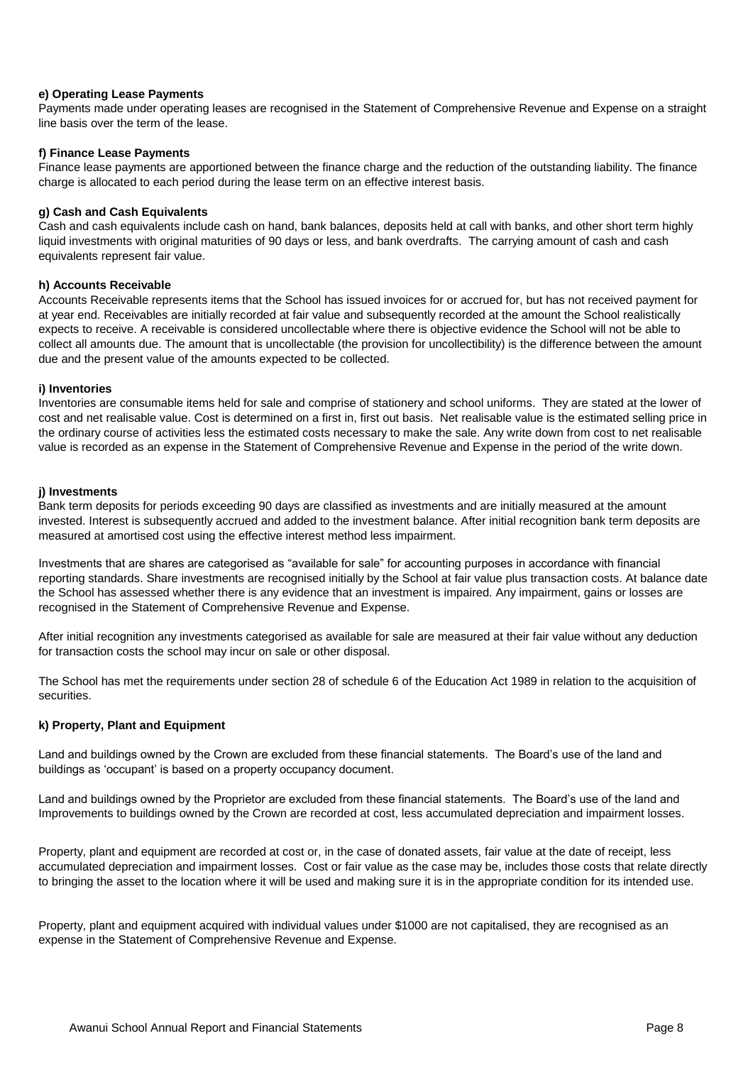**e) Operating Lease Payments**

Payments made under operating leases are recognised in the Statement of Comprehensive Revenue and Expense on a straight line basis over the term of the lease.

**f) Finance Lease Payments**

Finance lease payments are apportioned between the finance charge and the reduction of the outstanding liability. The finance charge is allocated to each period during the lease term on an effective interest basis.

**g) Cash and Cash Equivalents**

Cash and cash equivalents include cash on hand, bank balances, deposits held at call with banks, and other short term highly liquid investments with original maturities of 90 days or less, and bank overdrafts. The carrying amount of cash and cash equivalents represent fair value.

**h) Accounts Receivable**

Accounts Receivable represents items that the School has issued invoices for or accrued for, but has not received payment for at year end. Receivables are initially recorded at fair value and subsequently recorded at the amount the School realistically expects to receive. A receivable is considered uncollectable where there is objective evidence the School will not be able to collect all amounts due. The amount that is uncollectable (the provision for uncollectibility) is the difference between the amount due and the present value of the amounts expected to be collected.

**i) Inventories**

Inventories are consumable items held for sale and comprise of stationery and school uniforms. They are stated at the lower of cost and net realisable value. Cost is determined on a first in, first out basis. Net realisable value is the estimated selling price in the ordinary course of activities less the estimated costs necessary to make the sale. Any write down from cost to net realisable value is recorded as an expense in the Statement of Comprehensive Revenue and Expense in the period of the write down.

**j) Investments**

Bank term deposits for periods exceeding 90 days are classified as investments and are initially measured at the amount invested. Interest is subsequently accrued and added to the investment balance. After initial recognition bank term deposits are measured at amortised cost using the effective interest method less impairment.

Investments that are shares are categorised as "available for sale" for accounting purposes in accordance with financial reporting standards. Share investments are recognised initially by the School at fair value plus transaction costs. At balance date the School has assessed whether there is any evidence that an investment is impaired. Any impairment, gains or losses are recognised in the Statement of Comprehensive Revenue and Expense.

After initial recognition any investments categorised as available for sale are measured at their fair value without any deduction for transaction costs the school may incur on sale or other disposal.

The School has met the requirements under section 28 of schedule 6 of the Education Act 1989 in relation to the acquisition of securities.

**k) Property, Plant and Equipment**

Land and buildings owned by the Crown are excluded from these financial statements. The Board's use of the land and buildings as 'occupant' is based on a property occupancy document.

Land and buildings owned by the Proprietor are excluded from these financial statements. The Board's use of the land and Improvements to buildings owned by the Crown are recorded at cost, less accumulated depreciation and impairment losses.

Property, plant and equipment are recorded at cost or, in the case of donated assets, fair value at the date of receipt, less accumulated depreciation and impairment losses. Cost or fair value as the case may be, includes those costs that relate directly to bringing the asset to the location where it will be used and making sure it is in the appropriate condition for its intended use.

Property, plant and equipment acquired with individual values under $1000 are not capitalised, they are recognised as an expense in the Statement of Comprehensive Revenue and Expense.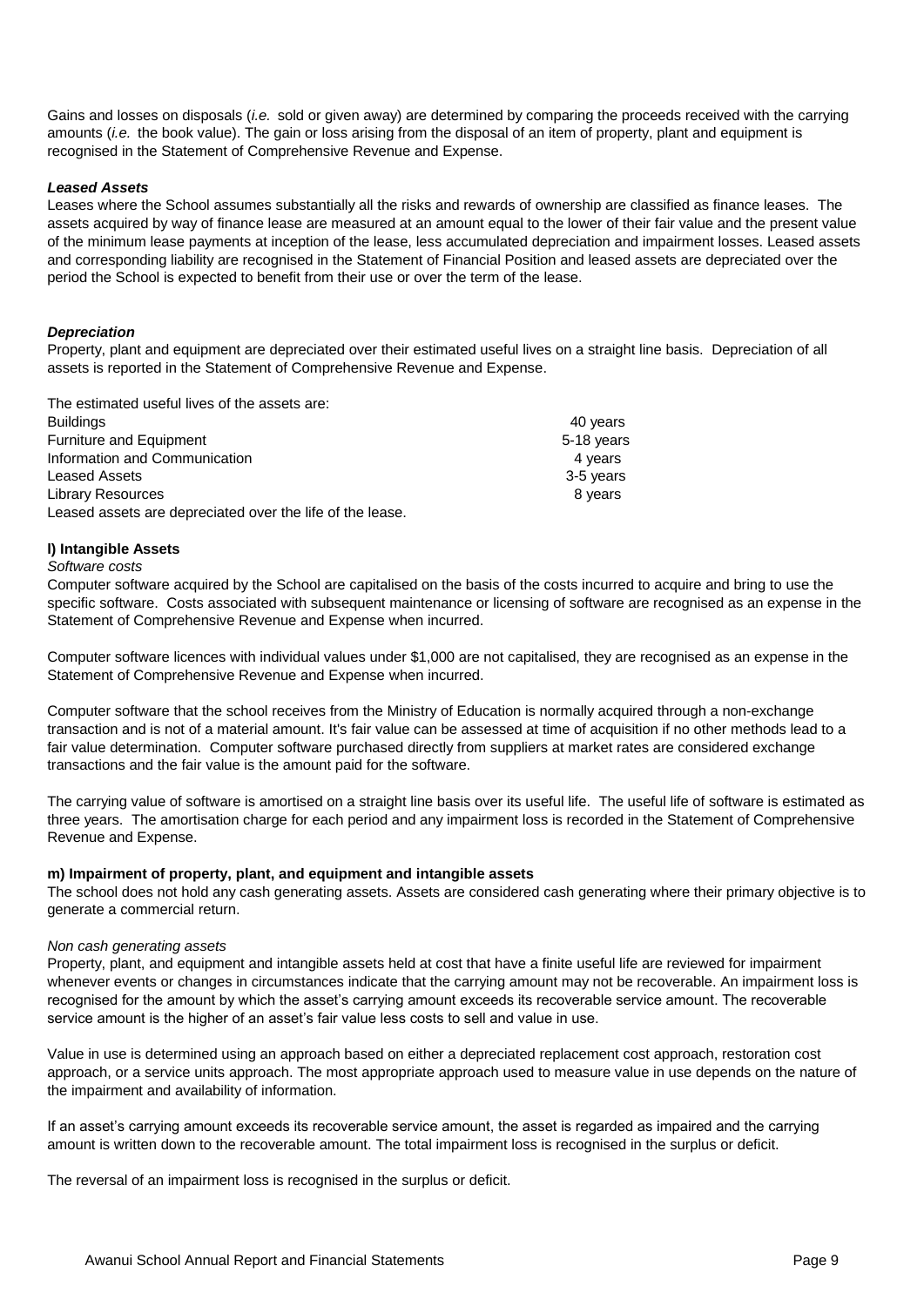Gains and losses on disposals (*i.e.* sold or given away) are determined by comparing the proceeds received with the carrying amounts (*i.e.* the book value). The gain or loss arising from the disposal of an item of property, plant and equipment is recognised in the Statement of Comprehensive Revenue and Expense.

***Leased Assets***

Leases where the School assumes substantially all the risks and rewards of ownership are classified as finance leases. The assets acquired by way of finance lease are measured at an amount equal to the lower of their fair value and the present value of the minimum lease payments at inception of the lease, less accumulated depreciation and impairment losses. Leased assets and corresponding liability are recognised in the Statement of Financial Position and leased assets are depreciated over the period the School is expected to benefit from their use or over the term of the lease.

***Depreciation***

Property, plant and equipment are depreciated over their estimated useful lives on a straight line basis. Depreciation of all assets is reported in the Statement of Comprehensive Revenue and Expense.

The estimated useful lives of the assets are:

| | |
|---|---|
| Buildings | 40 years |
| Furniture and Equipment | 5-18 years |
| Information and Communication | 4 years |
| Leased Assets | 3-5 years |
| Library Resources | 8 years |

Leased assets are depreciated over the life of the lease.

**l) Intangible Assets**

*Software costs*

Computer software acquired by the School are capitalised on the basis of the costs incurred to acquire and bring to use the specific software. Costs associated with subsequent maintenance or licensing of software are recognised as an expense in the Statement of Comprehensive Revenue and Expense when incurred.

Computer software licences with individual values under $1,000 are not capitalised, they are recognised as an expense in the Statement of Comprehensive Revenue and Expense when incurred.

Computer software that the school receives from the Ministry of Education is normally acquired through a non-exchange transaction and is not of a material amount. It's fair value can be assessed at time of acquisition if no other methods lead to a fair value determination. Computer software purchased directly from suppliers at market rates are considered exchange transactions and the fair value is the amount paid for the software.

The carrying value of software is amortised on a straight line basis over its useful life. The useful life of software is estimated as three years. The amortisation charge for each period and any impairment loss is recorded in the Statement of Comprehensive Revenue and Expense.

**m) Impairment of property, plant, and equipment and intangible assets**

The school does not hold any cash generating assets. Assets are considered cash generating where their primary objective is to generate a commercial return.

*Non cash generating assets*

Property, plant, and equipment and intangible assets held at cost that have a finite useful life are reviewed for impairment whenever events or changes in circumstances indicate that the carrying amount may not be recoverable. An impairment loss is recognised for the amount by which the asset's carrying amount exceeds its recoverable service amount. The recoverable service amount is the higher of an asset's fair value less costs to sell and value in use.

Value in use is determined using an approach based on either a depreciated replacement cost approach, restoration cost approach, or a service units approach. The most appropriate approach used to measure value in use depends on the nature of the impairment and availability of information.

If an asset's carrying amount exceeds its recoverable service amount, the asset is regarded as impaired and the carrying amount is written down to the recoverable amount. The total impairment loss is recognised in the surplus or deficit.

The reversal of an impairment loss is recognised in the surplus or deficit.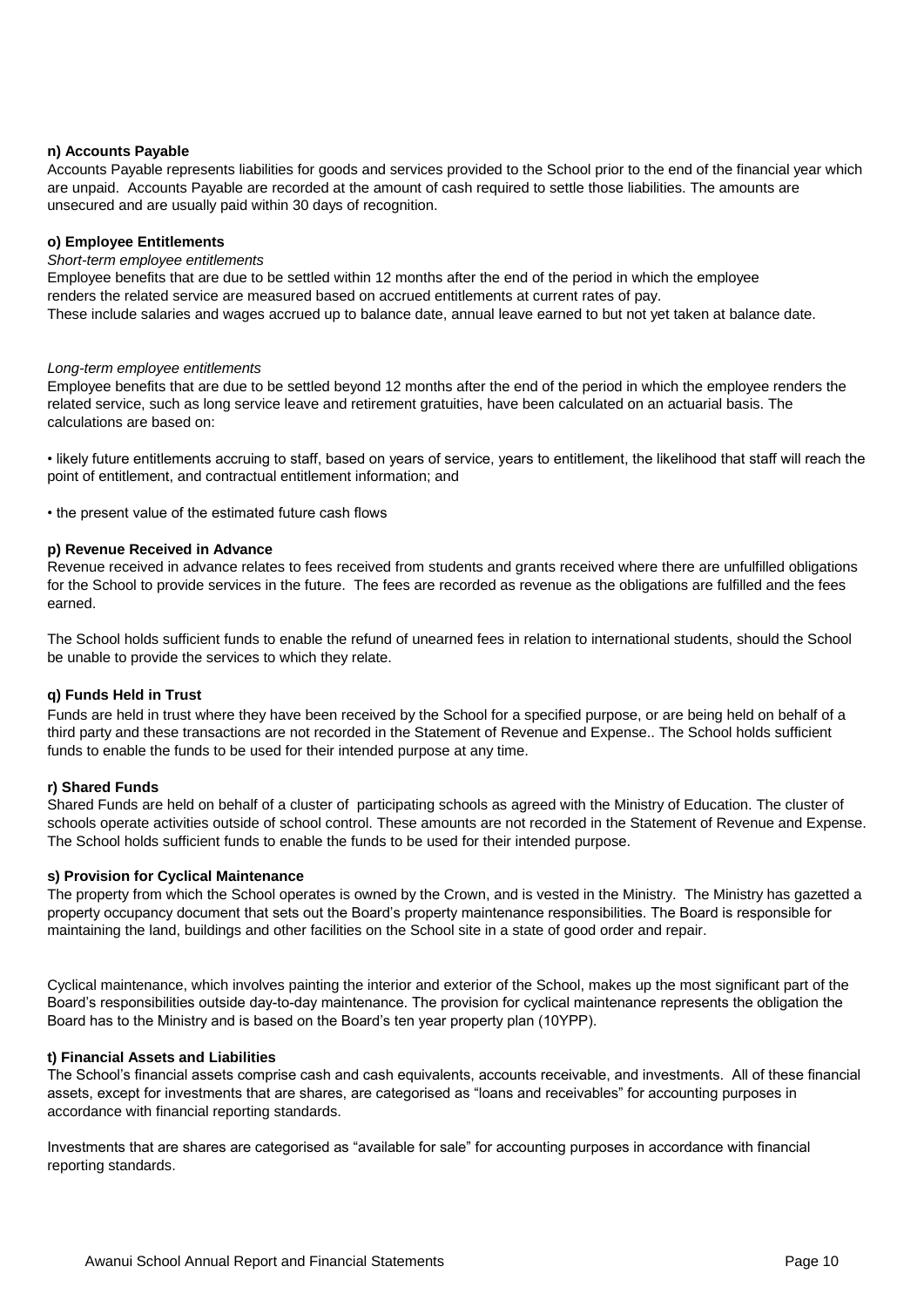**n) Accounts Payable**

Accounts Payable represents liabilities for goods and services provided to the School prior to the end of the financial year which are unpaid. Accounts Payable are recorded at the amount of cash required to settle those liabilities. The amounts are unsecured and are usually paid within 30 days of recognition.

**o) Employee Entitlements**

*Short-term employee entitlements*

Employee benefits that are due to be settled within 12 months after the end of the period in which the employee renders the related service are measured based on accrued entitlements at current rates of pay.
These include salaries and wages accrued up to balance date, annual leave earned to but not yet taken at balance date.

*Long-term employee entitlements*

Employee benefits that are due to be settled beyond 12 months after the end of the period in which the employee renders the related service, such as long service leave and retirement gratuities, have been calculated on an actuarial basis. The calculations are based on:

- likely future entitlements accruing to staff, based on years of service, years to entitlement, the likelihood that staff will reach the point of entitlement, and contractual entitlement information; and

- the present value of the estimated future cash flows

**p) Revenue Received in Advance**

Revenue received in advance relates to fees received from students and grants received where there are unfulfilled obligations for the School to provide services in the future. The fees are recorded as revenue as the obligations are fulfilled and the fees earned.

The School holds sufficient funds to enable the refund of unearned fees in relation to international students, should the School be unable to provide the services to which they relate.

**q) Funds Held in Trust**

Funds are held in trust where they have been received by the School for a specified purpose, or are being held on behalf of a third party and these transactions are not recorded in the Statement of Revenue and Expense.. The School holds sufficient funds to enable the funds to be used for their intended purpose at any time.

**r) Shared Funds**

Shared Funds are held on behalf of a cluster of participating schools as agreed with the Ministry of Education. The cluster of schools operate activities outside of school control. These amounts are not recorded in the Statement of Revenue and Expense. The School holds sufficient funds to enable the funds to be used for their intended purpose.

**s) Provision for Cyclical Maintenance**

The property from which the School operates is owned by the Crown, and is vested in the Ministry. The Ministry has gazetted a property occupancy document that sets out the Board's property maintenance responsibilities. The Board is responsible for maintaining the land, buildings and other facilities on the School site in a state of good order and repair.

Cyclical maintenance, which involves painting the interior and exterior of the School, makes up the most significant part of the Board's responsibilities outside day-to-day maintenance. The provision for cyclical maintenance represents the obligation the Board has to the Ministry and is based on the Board's ten year property plan (10YPP).

**t) Financial Assets and Liabilities**

The School's financial assets comprise cash and cash equivalents, accounts receivable, and investments. All of these financial assets, except for investments that are shares, are categorised as "loans and receivables" for accounting purposes in accordance with financial reporting standards.

Investments that are shares are categorised as "available for sale" for accounting purposes in accordance with financial reporting standards.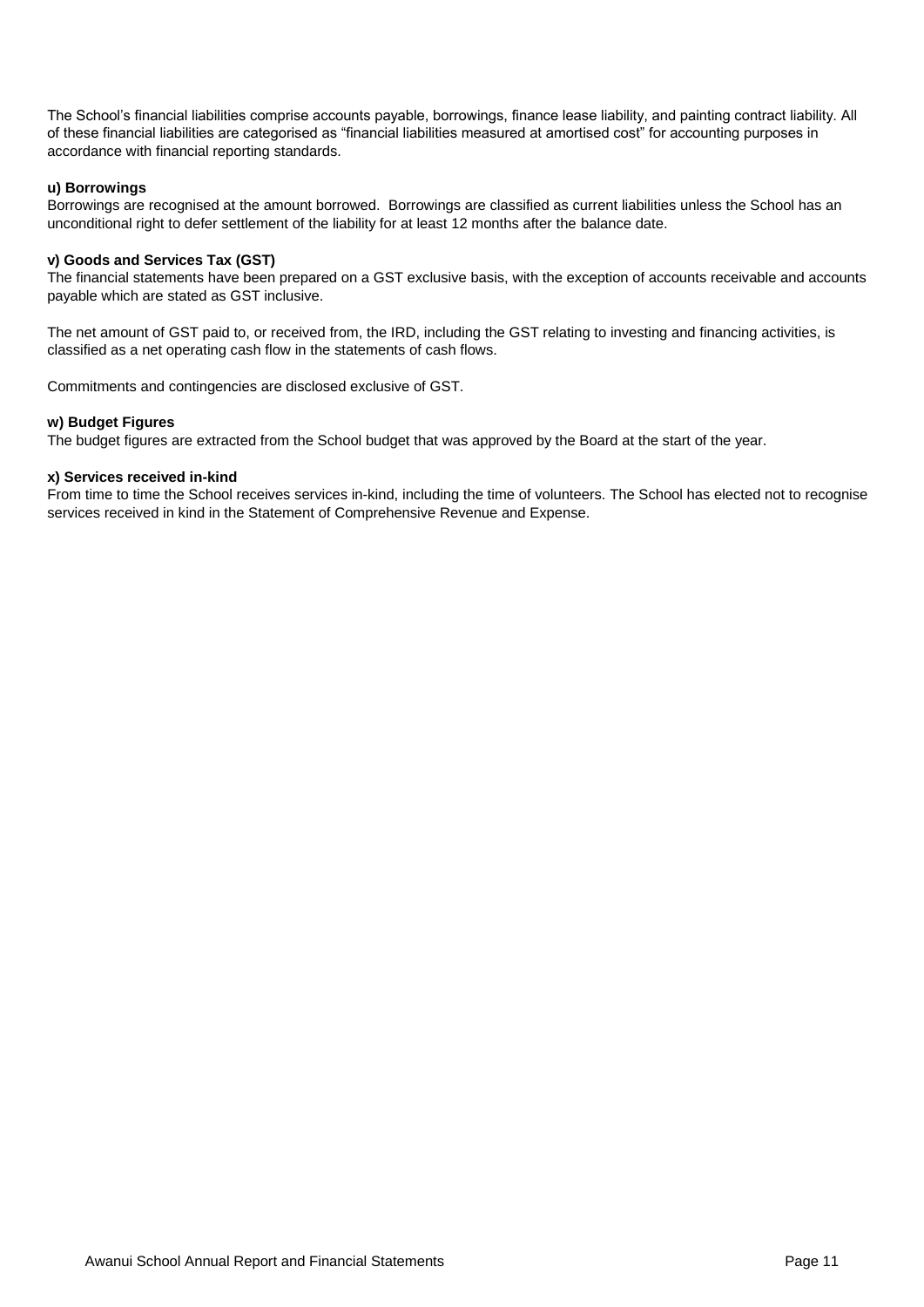The School's financial liabilities comprise accounts payable, borrowings, finance lease liability, and painting contract liability. All of these financial liabilities are categorised as "financial liabilities measured at amortised cost" for accounting purposes in accordance with financial reporting standards.

**u) Borrowings**

Borrowings are recognised at the amount borrowed. Borrowings are classified as current liabilities unless the School has an unconditional right to defer settlement of the liability for at least 12 months after the balance date.

**v) Goods and Services Tax (GST)**

The financial statements have been prepared on a GST exclusive basis, with the exception of accounts receivable and accounts payable which are stated as GST inclusive.

The net amount of GST paid to, or received from, the IRD, including the GST relating to investing and financing activities, is classified as a net operating cash flow in the statements of cash flows.

Commitments and contingencies are disclosed exclusive of GST.

**w) Budget Figures**

The budget figures are extracted from the School budget that was approved by the Board at the start of the year.

**x) Services received in-kind**

From time to time the School receives services in-kind, including the time of volunteers. The School has elected not to recognise services received in kind in the Statement of Comprehensive Revenue and Expense.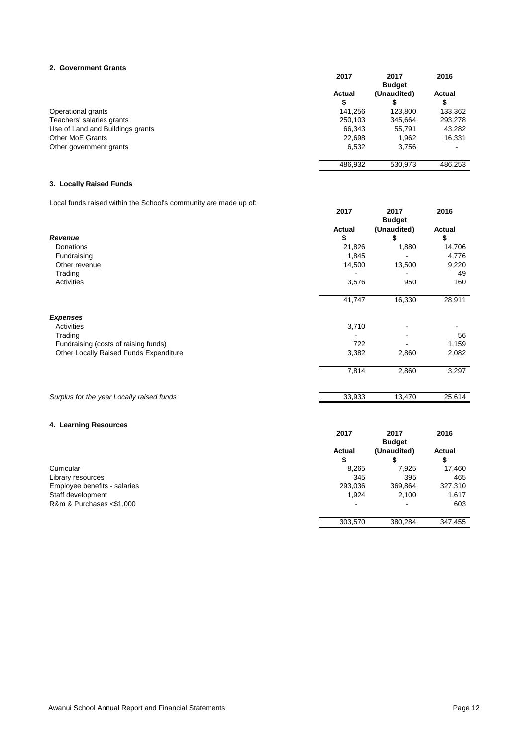## 2. Government Grants

| | 2017 Actual $ | 2017 Budget (Unaudited) $ | 2016 Actual $ |
|---|---|---|---|
| Operational grants | 141,256 | 123,800 | 133,362 |
| Teachers' salaries grants | 250,103 | 345,664 | 293,278 |
| Use of Land and Buildings grants | 66,343 | 55,791 | 43,282 |
| Other MoE Grants | 22,698 | 1,962 | 16,331 |
| Other government grants | 6,532 | 3,756 | - |
| | 486,932 | 530,973 | 486,253 |

## 3. Locally Raised Funds

Local funds raised within the School's community are made up of:

| | 2017 Actual $ | 2017 Budget (Unaudited) $ | 2016 Actual $ |
|---|---|---|---|
| ***Revenue*** | | | |
| Donations | 21,826 | 1,880 | 14,706 |
| Fundraising | 1,845 | - | 4,776 |
| Other revenue | 14,500 | 13,500 | 9,220 |
| Trading | - | - | 49 |
| Activities | 3,576 | 950 | 160 |
| | 41,747 | 16,330 | 28,911 |
| ***Expenses*** | | | |
| Activities | 3,710 | - | - |
| Trading | - | - | 56 |
| Fundraising (costs of raising funds) | 722 | - | 1,159 |
| Other Locally Raised Funds Expenditure | 3,382 | 2,860 | 2,082 |
| | 7,814 | 2,860 | 3,297 |
| *Surplus for the year Locally raised funds* | 33,933 | 13,470 | 25,614 |

## 4. Learning Resources

| | 2017 Actual $ | 2017 Budget (Unaudited) $ | 2016 Actual $ |
|---|---|---|---|
| Curricular | 8,265 | 7,925 | 17,460 |
| Library resources | 345 | 395 | 465 |
| Employee benefits - salaries | 293,036 | 369,864 | 327,310 |
| Staff development | 1,924 | 2,100 | 1,617 |
| R&m & Purchases <$1,000 | - | - | 603 |
| | 303,570 | 380,284 | 347,455 |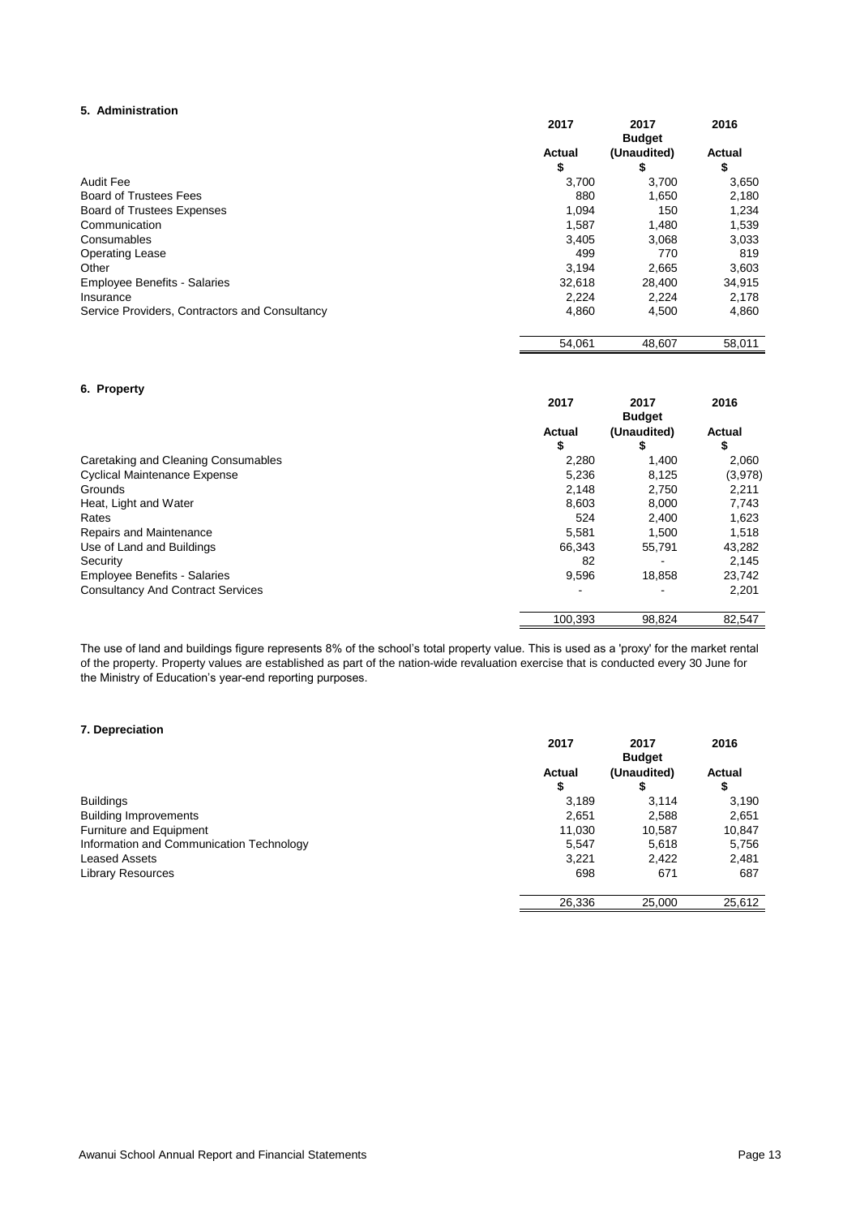### 5. Administration

| | 2017 Actual $ | 2017 Budget (Unaudited) $ | 2016 Actual $ |
|---|---|---|---|
| Audit Fee | 3,700 | 3,700 | 3,650 |
| Board of Trustees Fees | 880 | 1,650 | 2,180 |
| Board of Trustees Expenses | 1,094 | 150 | 1,234 |
| Communication | 1,587 | 1,480 | 1,539 |
| Consumables | 3,405 | 3,068 | 3,033 |
| Operating Lease | 499 | 770 | 819 |
| Other | 3,194 | 2,665 | 3,603 |
| Employee Benefits - Salaries | 32,618 | 28,400 | 34,915 |
| Insurance | 2,224 | 2,224 | 2,178 |
| Service Providers, Contractors and Consultancy | 4,860 | 4,500 | 4,860 |
| | 54,061 | 48,607 | 58,011 |

### 6. Property

| | 2017 Actual $ | 2017 Budget (Unaudited) $ | 2016 Actual $ |
|---|---|---|---|
| Caretaking and Cleaning Consumables | 2,280 | 1,400 | 2,060 |
| Cyclical Maintenance Expense | 5,236 | 8,125 | (3,978) |
| Grounds | 2,148 | 2,750 | 2,211 |
| Heat, Light and Water | 8,603 | 8,000 | 7,743 |
| Rates | 524 | 2,400 | 1,623 |
| Repairs and Maintenance | 5,581 | 1,500 | 1,518 |
| Use of Land and Buildings | 66,343 | 55,791 | 43,282 |
| Security | 82 | - | 2,145 |
| Employee Benefits - Salaries | 9,596 | 18,858 | 23,742 |
| Consultancy And Contract Services | - | - | 2,201 |
| | 100,393 | 98,824 | 82,547 |

The use of land and buildings figure represents 8% of the school's total property value. This is used as a 'proxy' for the market rental of the property. Property values are established as part of the nation-wide revaluation exercise that is conducted every 30 June for the Ministry of Education's year-end reporting purposes.

### 7. Depreciation

| | 2017 Actual $ | 2017 Budget (Unaudited) $ | 2016 Actual $ |
|---|---|---|---|
| Buildings | 3,189 | 3,114 | 3,190 |
| Building Improvements | 2,651 | 2,588 | 2,651 |
| Furniture and Equipment | 11,030 | 10,587 | 10,847 |
| Information and Communication Technology | 5,547 | 5,618 | 5,756 |
| Leased Assets | 3,221 | 2,422 | 2,481 |
| Library Resources | 698 | 671 | 687 |
| | 26,336 | 25,000 | 25,612 |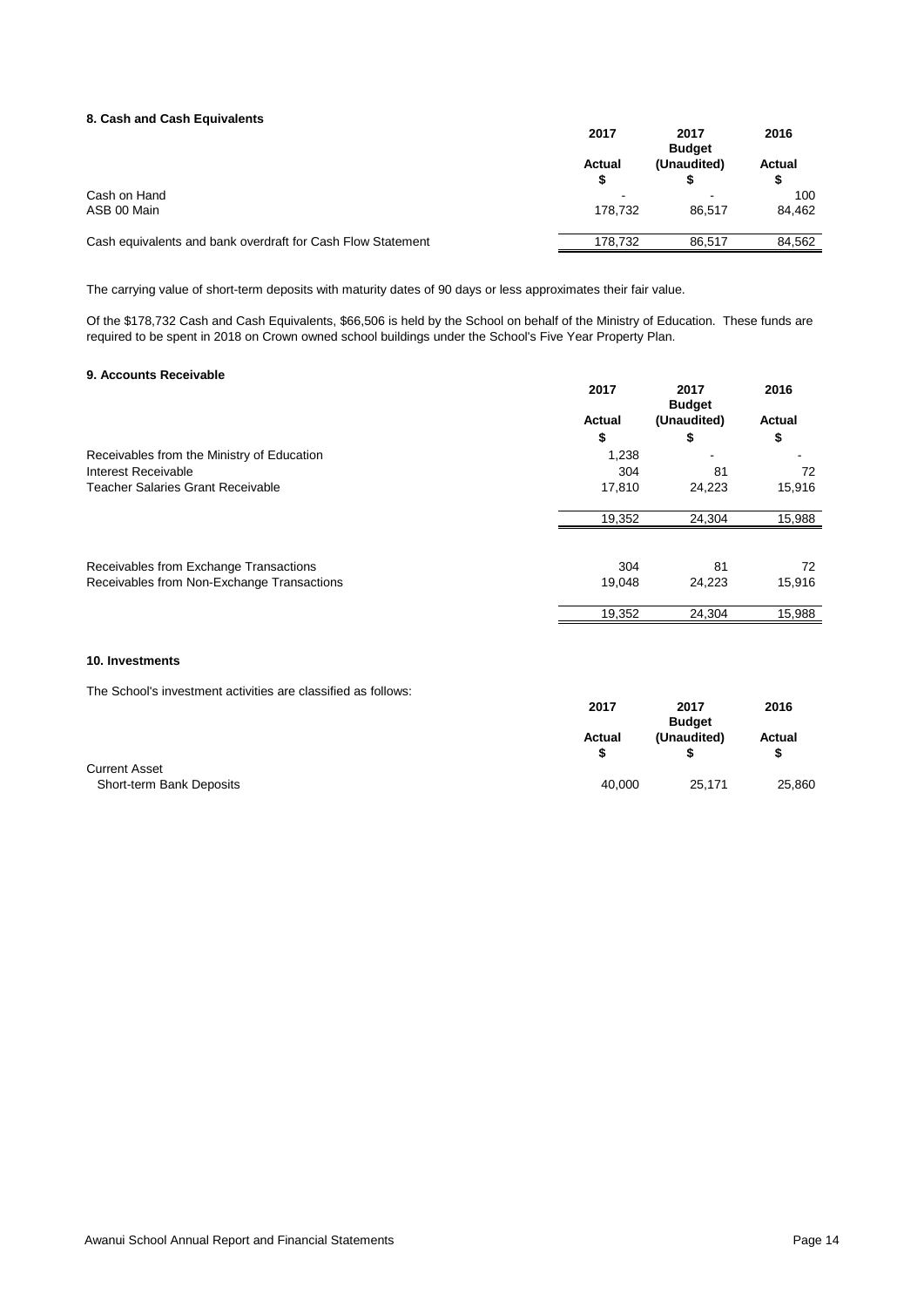### 8. Cash and Cash Equivalents

| | 2017 Actual $ | 2017 Budget (Unaudited) $ | 2016 Actual $ |
|---|---|---|---|
| Cash on Hand | - | - | 100 |
| ASB 00 Main | 178,732 | 86,517 | 84,462 |
| Cash equivalents and bank overdraft for Cash Flow Statement | 178,732 | 86,517 | 84,562 |

The carrying value of short-term deposits with maturity dates of 90 days or less approximates their fair value.

Of the $178,732 Cash and Cash Equivalents, $66,506 is held by the School on behalf of the Ministry of Education. These funds are required to be spent in 2018 on Crown owned school buildings under the School's Five Year Property Plan.

### 9. Accounts Receivable

| | 2017 Actual $ | 2017 Budget (Unaudited) $ | 2016 Actual $ |
|---|---|---|---|
| Receivables from the Ministry of Education | 1,238 | - | - |
| Interest Receivable | 304 | 81 | 72 |
| Teacher Salaries Grant Receivable | 17,810 | 24,223 | 15,916 |
| | 19,352 | 24,304 | 15,988 |
| | | | |
| Receivables from Exchange Transactions | 304 | 81 | 72 |
| Receivables from Non-Exchange Transactions | 19,048 | 24,223 | 15,916 |
| | 19,352 | 24,304 | 15,988 |

### 10. Investments

The School's investment activities are classified as follows:

| | 2017 Actual $ | 2017 Budget (Unaudited) $ | 2016 Actual $ |
|---|---|---|---|
| Current Asset | | | |
| Short-term Bank Deposits | 40,000 | 25,171 | 25,860 |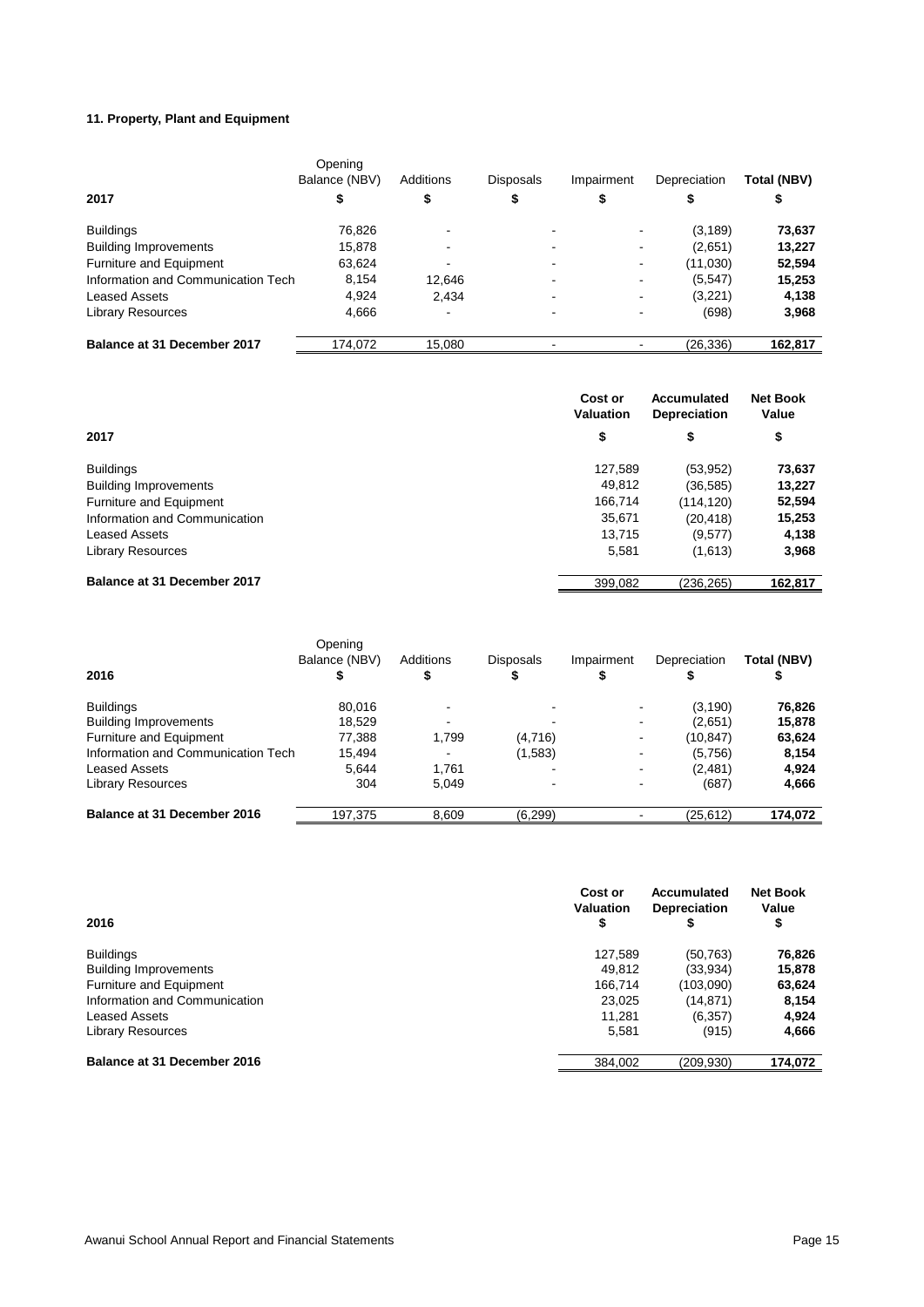### 11. Property, Plant and Equipment

| 2017 | Opening Balance (NBV) $ | Additions $ | Disposals $ | Impairment $ | Depreciation $ | Total (NBV) $ |
|---|---|---|---|---|---|---|
| Buildings | 76,826 | - | - | - | (3,189) | **73,637** |
| Building Improvements | 15,878 | - | - | - | (2,651) | **13,227** |
| Furniture and Equipment | 63,624 | - | - | - | (11,030) | **52,594** |
| Information and Communication Tech | 8,154 | 12,646 | - | - | (5,547) | **15,253** |
| Leased Assets | 4,924 | 2,434 | - | - | (3,221) | **4,138** |
| Library Resources | 4,666 | - | - | - | (698) | **3,968** |
| **Balance at 31 December 2017** | 174,072 | 15,080 | - | - | (26,336) | **162,817** |

| 2017 | Cost or Valuation $ | Accumulated Depreciation $ | Net Book Value $ |
|---|---|---|---|
| Buildings | 127,589 | (53,952) | **73,637** |
| Building Improvements | 49,812 | (36,585) | **13,227** |
| Furniture and Equipment | 166,714 | (114,120) | **52,594** |
| Information and Communication | 35,671 | (20,418) | **15,253** |
| Leased Assets | 13,715 | (9,577) | **4,138** |
| Library Resources | 5,581 | (1,613) | **3,968** |
| **Balance at 31 December 2017** | 399,082 | (236,265) | **162,817** |

| 2016 | Opening Balance (NBV) $ | Additions $ | Disposals $ | Impairment $ | Depreciation $ | Total (NBV) $ |
|---|---|---|---|---|---|---|
| Buildings | 80,016 | - | - | - | (3,190) | **76,826** |
| Building Improvements | 18,529 | - | - | - | (2,651) | **15,878** |
| Furniture and Equipment | 77,388 | 1,799 | (4,716) | - | (10,847) | **63,624** |
| Information and Communication Tech | 15,494 | - | (1,583) | - | (5,756) | **8,154** |
| Leased Assets | 5,644 | 1,761 | - | - | (2,481) | **4,924** |
| Library Resources | 304 | 5,049 | - | - | (687) | **4,666** |
| **Balance at 31 December 2016** | 197,375 | 8,609 | (6,299) | - | (25,612) | **174,072** |

| 2016 | Cost or Valuation $ | Accumulated Depreciation $ | Net Book Value $ |
|---|---|---|---|
| Buildings | 127,589 | (50,763) | **76,826** |
| Building Improvements | 49,812 | (33,934) | **15,878** |
| Furniture and Equipment | 166,714 | (103,090) | **63,624** |
| Information and Communication | 23,025 | (14,871) | **8,154** |
| Leased Assets | 11,281 | (6,357) | **4,924** |
| Library Resources | 5,581 | (915) | **4,666** |
| **Balance at 31 December 2016** | 384,002 | (209,930) | **174,072** |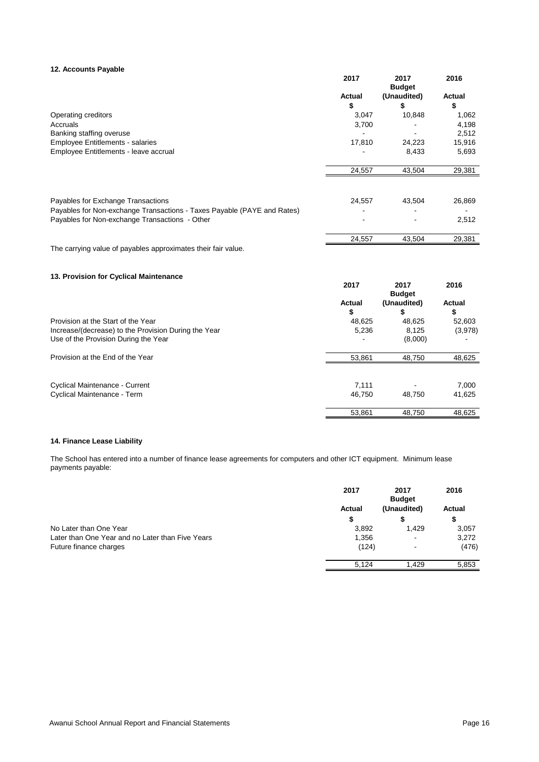### 12. Accounts Payable

| | 2017 Actual $ | 2017 Budget (Unaudited) $ | 2016 Actual $ |
|---|---|---|---|
| Operating creditors | 3,047 | 10,848 | 1,062 |
| Accruals | 3,700 | - | 4,198 |
| Banking staffing overuse | - | - | 2,512 |
| Employee Entitlements - salaries | 17,810 | 24,223 | 15,916 |
| Employee Entitlements - leave accrual | - | 8,433 | 5,693 |
| | 24,557 | 43,504 | 29,381 |
| Payables for Exchange Transactions | 24,557 | 43,504 | 26,869 |
| Payables for Non-exchange Transactions - Taxes Payable (PAYE and Rates) | - | - | - |
| Payables for Non-exchange Transactions - Other | - | - | 2,512 |
| | 24,557 | 43,504 | 29,381 |

The carrying value of payables approximates their fair value.

### 13. Provision for Cyclical Maintenance

| | 2017 Actual $ | 2017 Budget (Unaudited) $ | 2016 Actual $ |
|---|---|---|---|
| Provision at the Start of the Year | 48,625 | 48,625 | 52,603 |
| Increase/(decrease) to the Provision During the Year | 5,236 | 8,125 | (3,978) |
| Use of the Provision During the Year | - | (8,000) | - |
| Provision at the End of the Year | 53,861 | 48,750 | 48,625 |
| Cyclical Maintenance - Current | 7,111 | - | 7,000 |
| Cyclical Maintenance - Term | 46,750 | 48,750 | 41,625 |
| | 53,861 | 48,750 | 48,625 |

### 14. Finance Lease Liability

The School has entered into a number of finance lease agreements for computers and other ICT equipment. Minimum lease payments payable:

| | 2017 Actual $ | 2017 Budget (Unaudited) $ | 2016 Actual $ |
|---|---|---|---|
| No Later than One Year | 3,892 | 1,429 | 3,057 |
| Later than One Year and no Later than Five Years | 1,356 | - | 3,272 |
| Future finance charges | (124) | - | (476) |
| | 5,124 | 1,429 | 5,853 |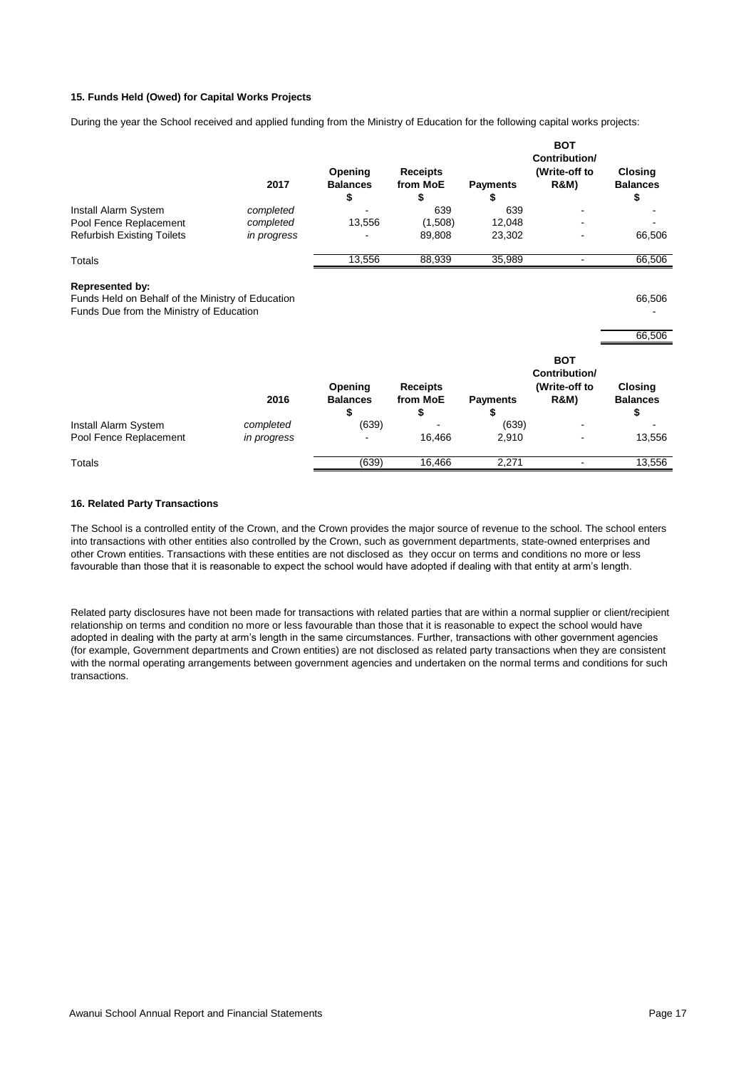### 15. Funds Held (Owed) for Capital Works Projects

During the year the School received and applied funding from the Ministry of Education for the following capital works projects:

| | 2017 | Opening Balances $ | Receipts from MoE $ | Payments $ | BOT Contribution/ (Write-off to R&M) | Closing Balances $ |
|---|---|---|---|---|---|---|
| Install Alarm System | *completed* | - | 639 | 639 | - | - |
| Pool Fence Replacement | *completed* | 13,556 | (1,508) | 12,048 | - | - |
| Refurbish Existing Toilets | *in progress* | - | 89,808 | 23,302 | - | 66,506 |
| Totals | | 13,556 | 88,939 | 35,989 | - | 66,506 |

**Represented by:**

| | |
|---|---|
| Funds Held on Behalf of the Ministry of Education | 66,506 |
| Funds Due from the Ministry of Education | - |
| | 66,506 |

| | 2016 | Opening Balances $ | Receipts from MoE $ | Payments $ | BOT Contribution/ (Write-off to R&M) | Closing Balances $ |
|---|---|---|---|---|---|---|
| Install Alarm System | *completed* | (639) | - | (639) | - | - |
| Pool Fence Replacement | *in progress* | - | 16,466 | 2,910 | - | 13,556 |
| Totals | | (639) | 16,466 | 2,271 | - | 13,556 |

### 16. Related Party Transactions

The School is a controlled entity of the Crown, and the Crown provides the major source of revenue to the school. The school enters into transactions with other entities also controlled by the Crown, such as government departments, state-owned enterprises and other Crown entities. Transactions with these entities are not disclosed as they occur on terms and conditions no more or less favourable than those that it is reasonable to expect the school would have adopted if dealing with that entity at arm's length.

Related party disclosures have not been made for transactions with related parties that are within a normal supplier or client/recipient relationship on terms and condition no more or less favourable than those that it is reasonable to expect the school would have adopted in dealing with the party at arm's length in the same circumstances. Further, transactions with other government agencies (for example, Government departments and Crown entities) are not disclosed as related party transactions when they are consistent with the normal operating arrangements between government agencies and undertaken on the normal terms and conditions for such transactions.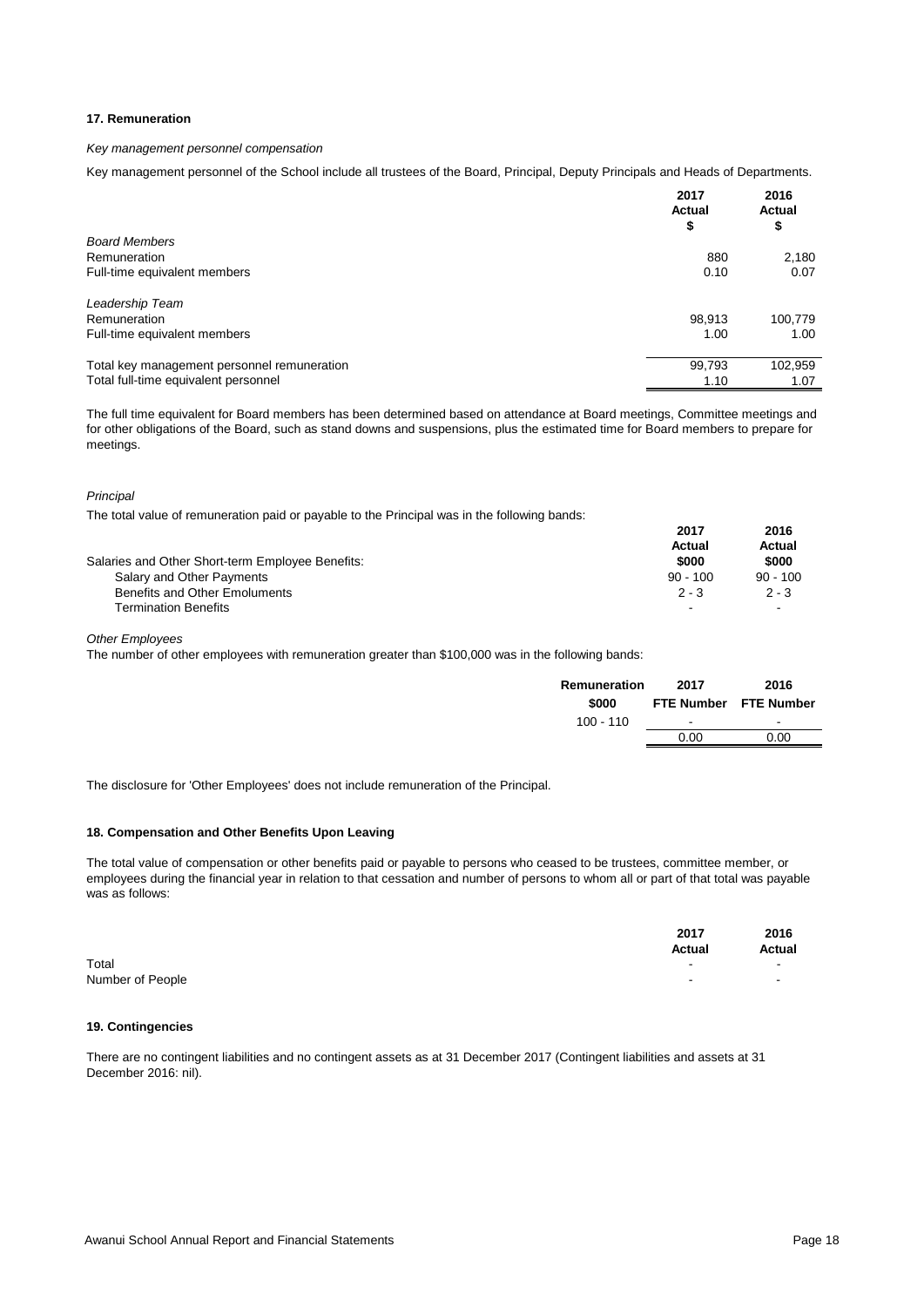## 17. Remuneration

*Key management personnel compensation*

Key management personnel of the School include all trustees of the Board, Principal, Deputy Principals and Heads of Departments.

| | 2017 Actual $ | 2016 Actual $ |
|---|---|---|
| *Board Members* | | |
| Remuneration | 880 | 2,180 |
| Full-time equivalent members | 0.10 | 0.07 |
| *Leadership Team* | | |
| Remuneration | 98,913 | 100,779 |
| Full-time equivalent members | 1.00 | 1.00 |
| Total key management personnel remuneration | 99,793 | 102,959 |
| Total full-time equivalent personnel | 1.10 | 1.07 |

The full time equivalent for Board members has been determined based on attendance at Board meetings, Committee meetings and for other obligations of the Board, such as stand downs and suspensions, plus the estimated time for Board members to prepare for meetings.

*Principal*

The total value of remuneration paid or payable to the Principal was in the following bands:

| | 2017 Actual $000 | 2016 Actual $000 |
|---|---|---|
| Salaries and Other Short-term Employee Benefits: | | |
| Salary and Other Payments | 90 - 100 | 90 - 100 |
| Benefits and Other Emoluments | 2 - 3 | 2 - 3 |
| Termination Benefits | - | - |

*Other Employees*

The number of other employees with remuneration greater than $100,000 was in the following bands:

| Remuneration $000 | 2017 FTE Number | 2016 FTE Number |
|---|---|---|
| 100 - 110 | - | - |
| | 0.00 | 0.00 |

The disclosure for 'Other Employees' does not include remuneration of the Principal.

## 18. Compensation and Other Benefits Upon Leaving

The total value of compensation or other benefits paid or payable to persons who ceased to be trustees, committee member, or employees during the financial year in relation to that cessation and number of persons to whom all or part of that total was payable was as follows:

| | 2017 Actual | 2016 Actual |
|---|---|---|
| Total | - | - |
| Number of People | - | - |

## 19. Contingencies

There are no contingent liabilities and no contingent assets as at 31 December 2017 (Contingent liabilities and assets at 31 December 2016: nil).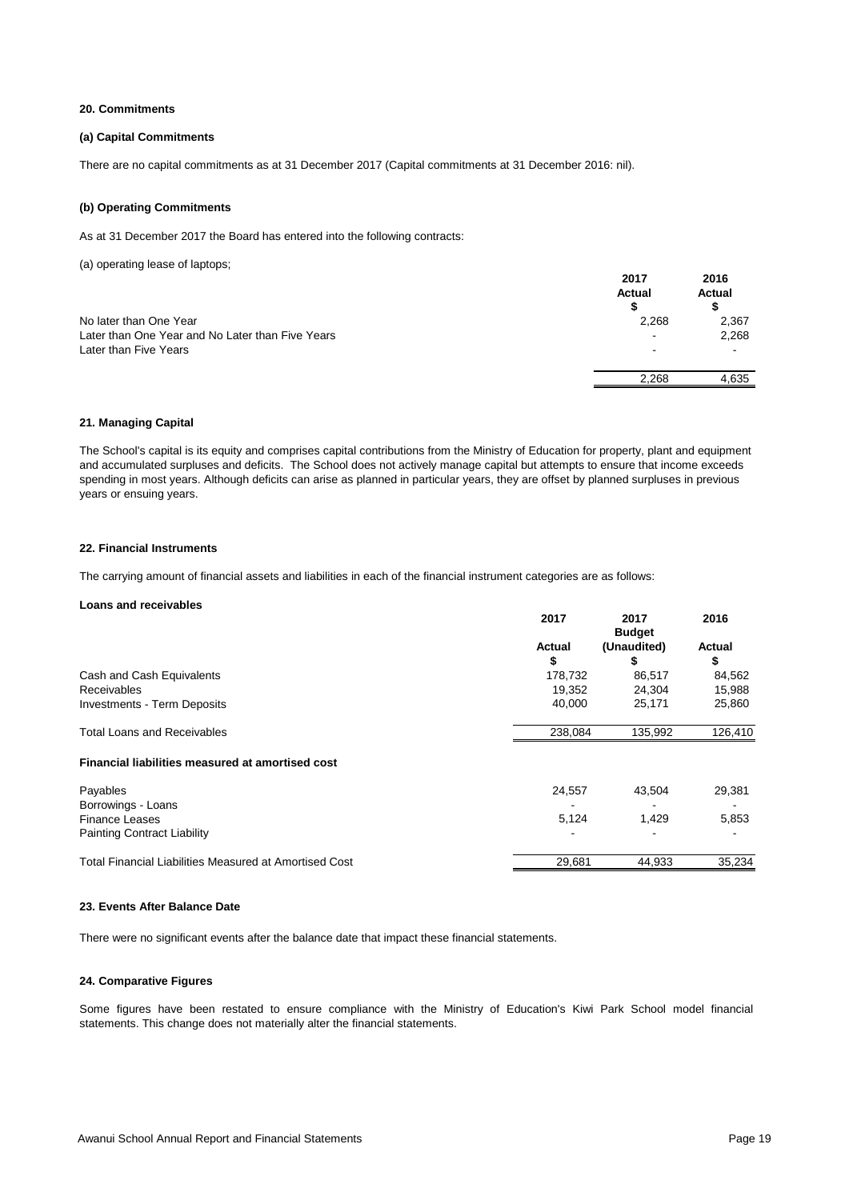#### 20. Commitments

#### (a) Capital Commitments

There are no capital commitments as at 31 December 2017 (Capital commitments at 31 December 2016: nil).

#### (b) Operating Commitments

As at 31 December 2017 the Board has entered into the following contracts:

(a) operating lease of laptops;

| | 2017 Actual $ | 2016 Actual $ |
|---|---|---|
| No later than One Year | 2,268 | 2,367 |
| Later than One Year and No Later than Five Years | - | 2,268 |
| Later than Five Years | - | - |
| | 2,268 | 4,635 |

#### 21. Managing Capital

The School's capital is its equity and comprises capital contributions from the Ministry of Education for property, plant and equipment and accumulated surpluses and deficits. The School does not actively manage capital but attempts to ensure that income exceeds spending in most years. Although deficits can arise as planned in particular years, they are offset by planned surpluses in previous years or ensuing years.

#### 22. Financial Instruments

The carrying amount of financial assets and liabilities in each of the financial instrument categories are as follows:

| **Loans and receivables** | 2017 Actual $ | 2017 Budget (Unaudited) $ | 2016 Actual $ |
|---|---|---|---|
| Cash and Cash Equivalents | 178,732 | 86,517 | 84,562 |
| Receivables | 19,352 | 24,304 | 15,988 |
| Investments - Term Deposits | 40,000 | 25,171 | 25,860 |
| Total Loans and Receivables | 238,084 | 135,992 | 126,410 |
| **Financial liabilities measured at amortised cost** | | | |
| Payables | 24,557 | 43,504 | 29,381 |
| Borrowings - Loans | - | - | - |
| Finance Leases | 5,124 | 1,429 | 5,853 |
| Painting Contract Liability | - | - | - |
| Total Financial Liabilities Measured at Amortised Cost | 29,681 | 44,933 | 35,234 |

#### 23. Events After Balance Date

There were no significant events after the balance date that impact these financial statements.

#### 24. Comparative Figures

Some figures have been restated to ensure compliance with the Ministry of Education's Kiwi Park School model financial statements. This change does not materially alter the financial statements.